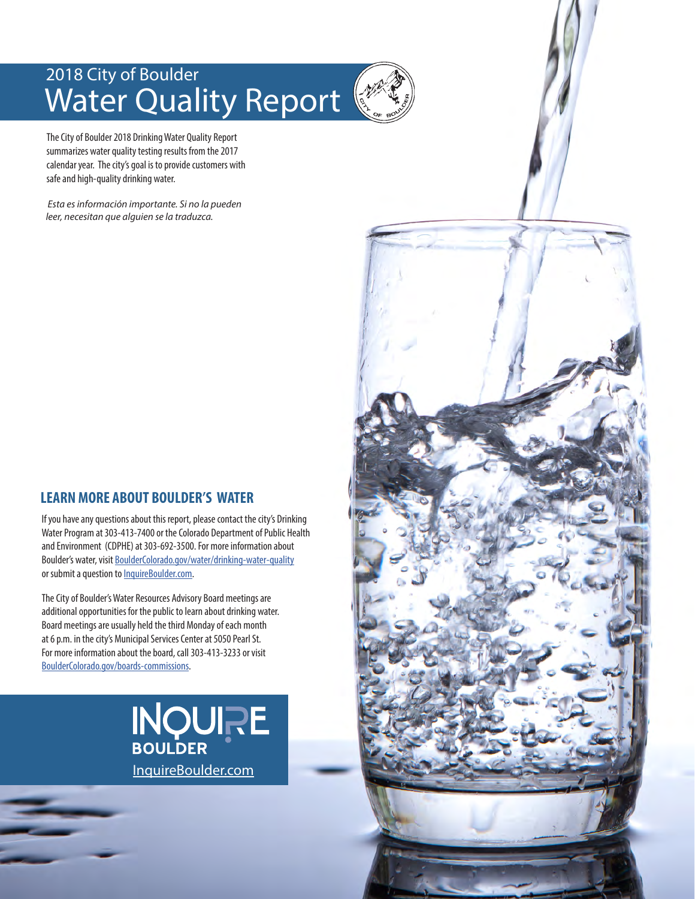# 2018 City of Boulder Water Quality Report

The City of Boulder 2018 Drinking Water Quality Report summarizes water quality testing results from the 2017 calendar year. The city's goal is to provide customers with safe and high-quality drinking water.

*Esta es información importante. Si no la pueden leer, necesitan que alguien se la traduzca.*

## LEARN MORE ABOUT BOULDER'S WATER

If you have any questions about this report, please contact the city's Drinking Water Program at 303-413-7400 or the Colorado Department of Public Health and Environment (CDPHE) at 303-692-3500. For more information about Boulder's water, visit BoulderColorado.gov/water/drinking-water-quality or submit a question to InquireBoulder.com.

The City of Boulder's Water Resources Advisory Board meetings are additional opportunities for the public to learn about drinking water. Board meetings are usually held the third Monday of each month at 6 p.m. in the city's Municipal Services Center at 5050 Pearl St. For more information about the board, call 303-413-3233 or visit BoulderColorado.gov/boards-commissions.

INQUIRE BOULDER
InquireBoulder.com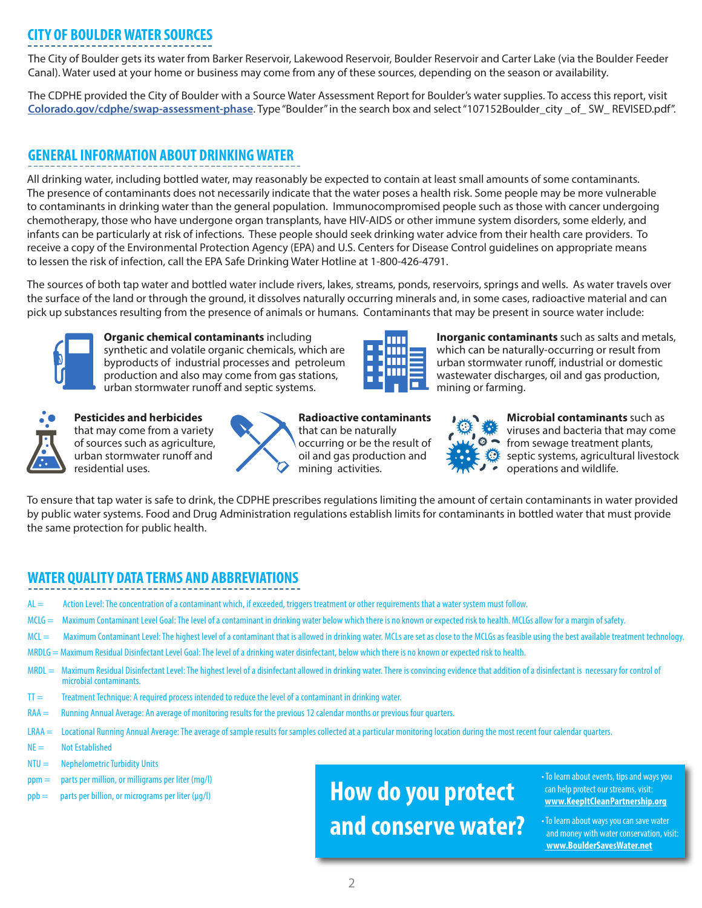## CITY OF BOULDER WATER SOURCES

The City of Boulder gets its water from Barker Reservoir, Lakewood Reservoir, Boulder Reservoir and Carter Lake (via the Boulder Feeder Canal). Water used at your home or business may come from any of these sources, depending on the season or availability.

The CDPHE provided the City of Boulder with a Source Water Assessment Report for Boulder's water supplies. To access this report, visit **Colorado.gov/cdphe/swap-assessment-phase**. Type "Boulder" in the search box and select "107152Boulder_city _of_ SW_ REVISED.pdf".

## GENERAL INFORMATION ABOUT DRINKING WATER

All drinking water, including bottled water, may reasonably be expected to contain at least small amounts of some contaminants. The presence of contaminants does not necessarily indicate that the water poses a health risk. Some people may be more vulnerable to contaminants in drinking water than the general population. Immunocompromised people such as those with cancer undergoing chemotherapy, those who have undergone organ transplants, have HIV-AIDS or other immune system disorders, some elderly, and infants can be particularly at risk of infections. These people should seek drinking water advice from their health care providers. To receive a copy of the Environmental Protection Agency (EPA) and U.S. Centers for Disease Control guidelines on appropriate means to lessen the risk of infection, call the EPA Safe Drinking Water Hotline at 1-800-426-4791.

The sources of both tap water and bottled water include rivers, lakes, streams, ponds, reservoirs, springs and wells. As water travels over the surface of the land or through the ground, it dissolves naturally occurring minerals and, in some cases, radioactive material and can pick up substances resulting from the presence of animals or humans. Contaminants that may be present in source water include:

- **Organic chemical contaminants** including synthetic and volatile organic chemicals, which are byproducts of industrial processes and petroleum production and also may come from gas stations, urban stormwater runoff and septic systems.
- **Inorganic contaminants** such as salts and metals, which can be naturally-occurring or result from urban stormwater runoff, industrial or domestic wastewater discharges, oil and gas production, mining or farming.
- **Pesticides and herbicides** that may come from a variety of sources such as agriculture, urban stormwater runoff and residential uses.
- **Radioactive contaminants** that can be naturally occurring or be the result of oil and gas production and mining activities.
- **Microbial contaminants** such as viruses and bacteria that may come from sewage treatment plants, septic systems, agricultural livestock operations and wildlife.

To ensure that tap water is safe to drink, the CDPHE prescribes regulations limiting the amount of certain contaminants in water provided by public water systems. Food and Drug Administration regulations establish limits for contaminants in bottled water that must provide the same protection for public health.

## WATER QUALITY DATA TERMS AND ABBREVIATIONS

- AL = Action Level: The concentration of a contaminant which, if exceeded, triggers treatment or other requirements that a water system must follow.
- MCLG = Maximum Contaminant Level Goal: The level of a contaminant in drinking water below which there is no known or expected risk to health. MCLGs allow for a margin of safety.
- MCL = Maximum Contaminant Level: The highest level of a contaminant that is allowed in drinking water. MCLs are set as close to the MCLGs as feasible using the best available treatment technology.
- MRDLG = Maximum Residual Disinfectant Level Goal: The level of a drinking water disinfectant, below which there is no known or expected risk to health.
- MRDL = Maximum Residual Disinfectant Level: The highest level of a disinfectant allowed in drinking water. There is convincing evidence that addition of a disinfectant is necessary for control of microbial contaminants.
- TT = Treatment Technique: A required process intended to reduce the level of a contaminant in drinking water.
- RAA = Running Annual Average: An average of monitoring results for the previous 12 calendar months or previous four quarters.
- LRAA = Locational Running Annual Average: The average of sample results for samples collected at a particular monitoring location during the most recent four calendar quarters.
- NE = Not Established
- NTU = Nephelometric Turbidity Units
- ppm = parts per million, or milligrams per liter (mg/l)
- ppb = parts per billion, or micrograms per liter (µg/l)

## How do you protect and conserve water?

- To learn about events, tips and ways you can help protect our streams, visit: **www.KeepItCleanPartnership.org**
- To learn about ways you can save water and money with water conservation, visit: **www.BoulderSavesWater.net**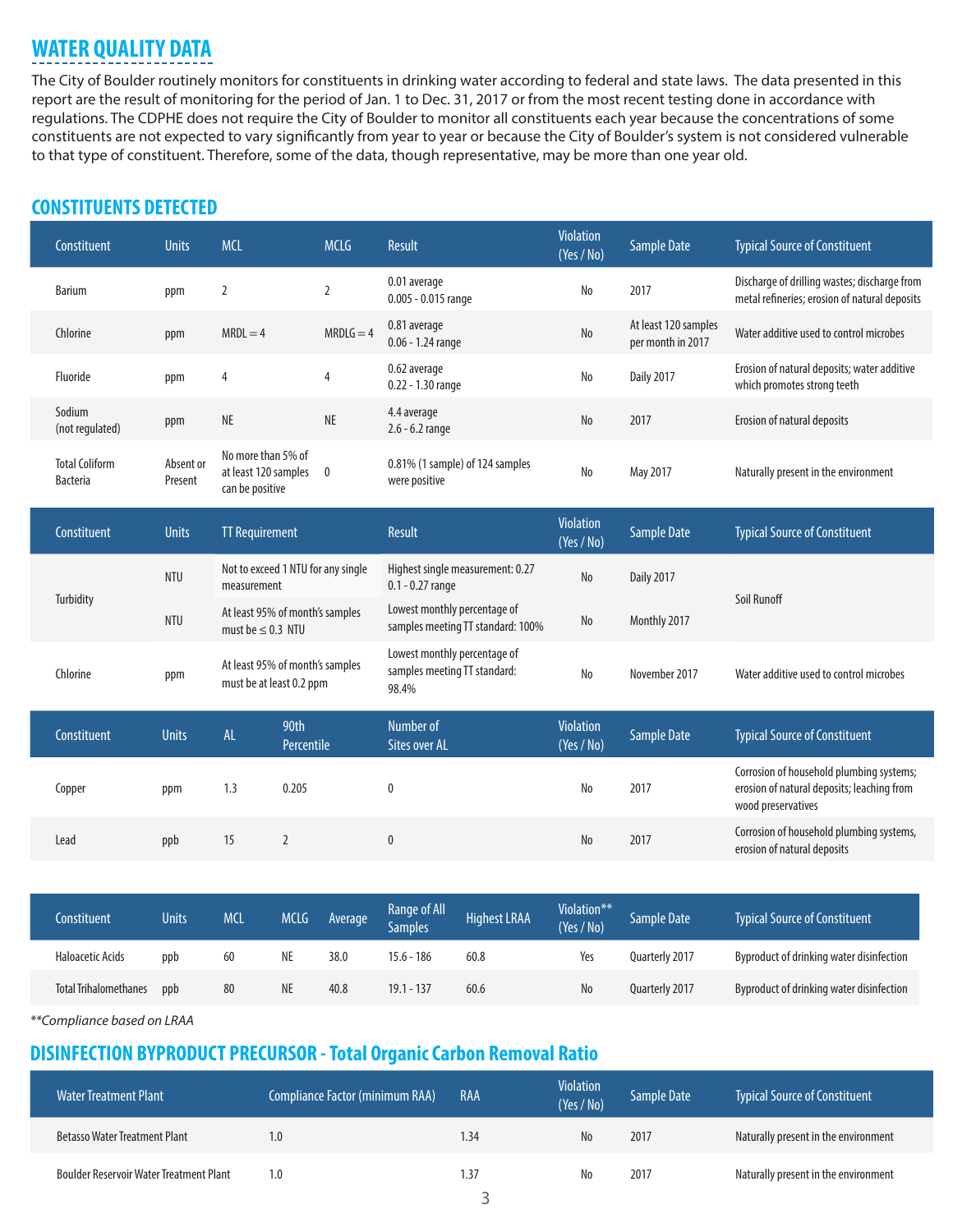## WATER QUALITY DATA

The City of Boulder routinely monitors for constituents in drinking water according to federal and state laws. The data presented in this report are the result of monitoring for the period of Jan. 1 to Dec. 31, 2017 or from the most recent testing done in accordance with regulations. The CDPHE does not require the City of Boulder to monitor all constituents each year because the concentrations of some constituents are not expected to vary significantly from year to year or because the City of Boulder's system is not considered vulnerable to that type of constituent. Therefore, some of the data, though representative, may be more than one year old.

## CONSTITUENTS DETECTED

| Constituent | Units | MCL | MCLG | Result | Violation (Yes / No) | Sample Date | Typical Source of Constituent |
|---|---|---|---|---|---|---|---|
| Barium | ppm | 2 | 2 | 0.01 average<br>0.005 - 0.015 range | No | 2017 | Discharge of drilling wastes; discharge from metal refineries; erosion of natural deposits |
| Chlorine | ppm | MRDL = 4 | MRDLG = 4 | 0.81 average<br>0.06 - 1.24 range | No | At least 120 samples per month in 2017 | Water additive used to control microbes |
| Fluoride | ppm | 4 | 4 | 0.62 average<br>0.22 - 1.30 range | No | Daily 2017 | Erosion of natural deposits; water additive which promotes strong teeth |
| Sodium (not regulated) | ppm | NE | NE | 4.4 average<br>2.6 - 6.2 range | No | 2017 | Erosion of natural deposits |
| Total Coliform Bacteria | Absent or Present | No more than 5% of at least 120 samples can be positive | 0 | 0.81% (1 sample) of 124 samples were positive | No | May 2017 | Naturally present in the environment |

| Constituent | Units | TT Requirement | Result | Violation (Yes / No) | Sample Date | Typical Source of Constituent |
|---|---|---|---|---|---|---|
| Turbidity | NTU | Not to exceed 1 NTU for any single measurement | Highest single measurement: 0.27<br>0.1 - 0.27 range | No | Daily 2017 | Soil Runoff |
| | NTU | At least 95% of month's samples must be ≤ 0.3 NTU | Lowest monthly percentage of samples meeting TT standard: 100% | No | Monthly 2017 | |
| Chlorine | ppm | At least 95% of month's samples must be at least 0.2 ppm | Lowest monthly percentage of samples meeting TT standard: 98.4% | No | November 2017 | Water additive used to control microbes |

| Constituent | Units | AL | 90th Percentile | Number of Sites over AL | Violation (Yes / No) | Sample Date | Typical Source of Constituent |
|---|---|---|---|---|---|---|---|
| Copper | ppm | 1.3 | 0.205 | 0 | No | 2017 | Corrosion of household plumbing systems; erosion of natural deposits; leaching from wood preservatives |
| Lead | ppb | 15 | 2 | 0 | No | 2017 | Corrosion of household plumbing systems, erosion of natural deposits |

| Constituent | Units | MCL | MCLG | Average | Range of All Samples | Highest LRAA | Violation** (Yes / No) | Sample Date | Typical Source of Constituent |
|---|---|---|---|---|---|---|---|---|---|
| Haloacetic Acids | ppb | 60 | NE | 38.0 | 15.6 - 186 | 60.8 | Yes | Quarterly 2017 | Byproduct of drinking water disinfection |
| Total Trihalomethanes | ppb | 80 | NE | 40.8 | 19.1 - 137 | 60.6 | No | Quarterly 2017 | Byproduct of drinking water disinfection |

*\*\*Compliance based on LRAA*

## DISINFECTION BYPRODUCT PRECURSOR - Total Organic Carbon Removal Ratio

| Water Treatment Plant | Compliance Factor (minimum RAA) | RAA | Violation (Yes / No) | Sample Date | Typical Source of Constituent |
|---|---|---|---|---|---|
| Betasso Water Treatment Plant | 1.0 | 1.34 | No | 2017 | Naturally present in the environment |
| Boulder Reservoir Water Treatment Plant | 1.0 | 1.37 | No | 2017 | Naturally present in the environment |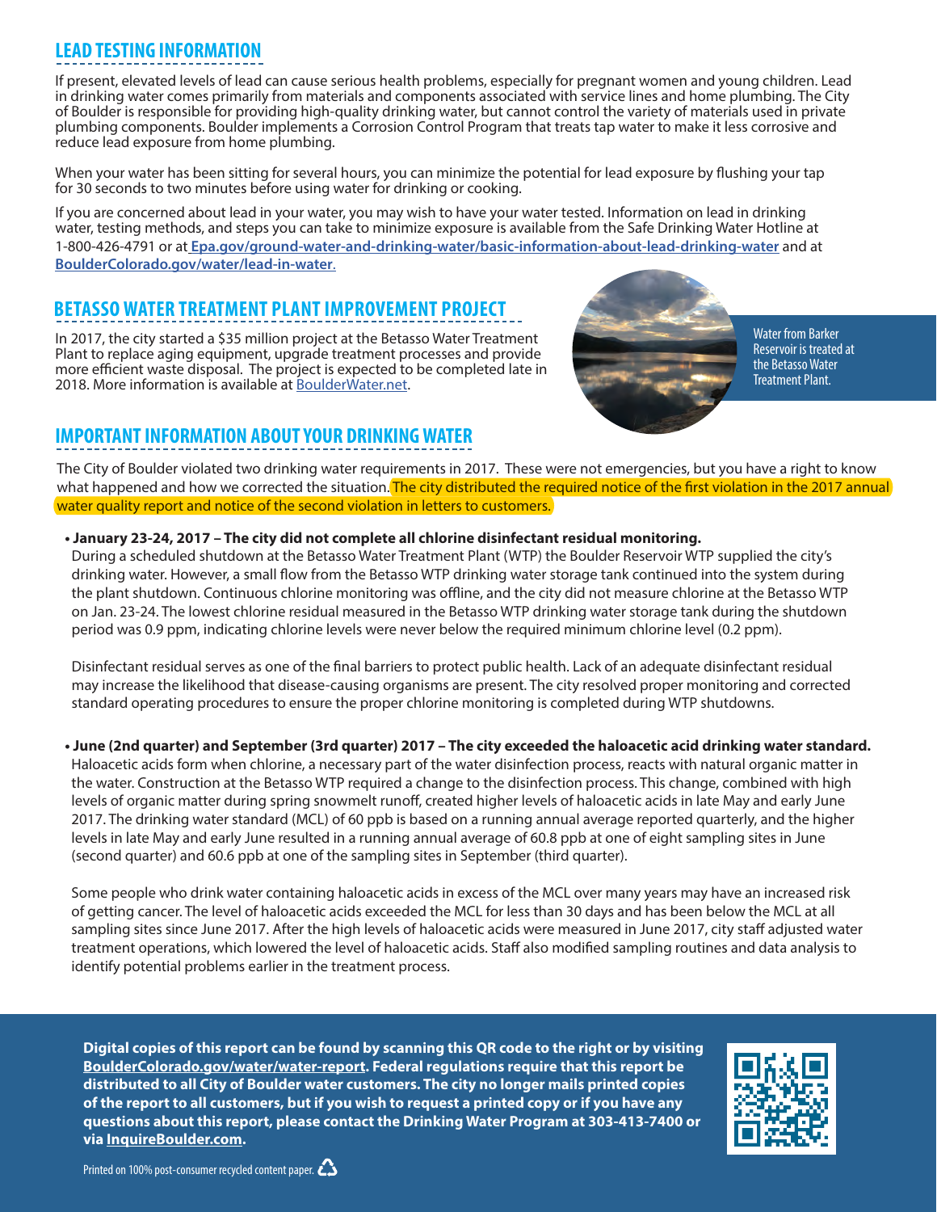## LEAD TESTING INFORMATION

If present, elevated levels of lead can cause serious health problems, especially for pregnant women and young children. Lead in drinking water comes primarily from materials and components associated with service lines and home plumbing. The City of Boulder is responsible for providing high-quality drinking water, but cannot control the variety of materials used in private plumbing components. Boulder implements a Corrosion Control Program that treats tap water to make it less corrosive and reduce lead exposure from home plumbing.

When your water has been sitting for several hours, you can minimize the potential for lead exposure by flushing your tap for 30 seconds to two minutes before using water for drinking or cooking.

If you are concerned about lead in your water, you may wish to have your water tested. Information on lead in drinking water, testing methods, and steps you can take to minimize exposure is available from the Safe Drinking Water Hotline at 1-800-426-4791 or at **Epa.gov/ground-water-and-drinking-water/basic-information-about-lead-drinking-water** and at **BoulderColorado.gov/water/lead-in-water**.

## BETASSO WATER TREATMENT PLANT IMPROVEMENT PROJECT

In 2017, the city started a $35 million project at the Betasso Water Treatment Plant to replace aging equipment, upgrade treatment processes and provide more efficient waste disposal. The project is expected to be completed late in 2018. More information is available at BoulderWater.net.

Water from Barker Reservoir is treated at the Betasso Water Treatment Plant.

## IMPORTANT INFORMATION ABOUT YOUR DRINKING WATER

The City of Boulder violated two drinking water requirements in 2017. These were not emergencies, but you have a right to know what happened and how we corrected the situation. The city distributed the required notice of the first violation in the 2017 annual water quality report and notice of the second violation in letters to customers.

- **January 23-24, 2017 – The city did not complete all chlorine disinfectant residual monitoring.**
  During a scheduled shutdown at the Betasso Water Treatment Plant (WTP) the Boulder Reservoir WTP supplied the city's drinking water. However, a small flow from the Betasso WTP drinking water storage tank continued into the system during the plant shutdown. Continuous chlorine monitoring was offline, and the city did not measure chlorine at the Betasso WTP on Jan. 23-24. The lowest chlorine residual measured in the Betasso WTP drinking water storage tank during the shutdown period was 0.9 ppm, indicating chlorine levels were never below the required minimum chlorine level (0.2 ppm).

  Disinfectant residual serves as one of the final barriers to protect public health. Lack of an adequate disinfectant residual may increase the likelihood that disease-causing organisms are present. The city resolved proper monitoring and corrected standard operating procedures to ensure the proper chlorine monitoring is completed during WTP shutdowns.

- **June (2nd quarter) and September (3rd quarter) 2017 – The city exceeded the haloacetic acid drinking water standard.**
  Haloacetic acids form when chlorine, a necessary part of the water disinfection process, reacts with natural organic matter in the water. Construction at the Betasso WTP required a change to the disinfection process. This change, combined with high levels of organic matter during spring snowmelt runoff, created higher levels of haloacetic acids in late May and early June 2017. The drinking water standard (MCL) of 60 ppb is based on a running annual average reported quarterly, and the higher levels in late May and early June resulted in a running annual average of 60.8 ppb at one of eight sampling sites in June (second quarter) and 60.6 ppb at one of the sampling sites in September (third quarter).

  Some people who drink water containing haloacetic acids in excess of the MCL over many years may have an increased risk of getting cancer. The level of haloacetic acids exceeded the MCL for less than 30 days and has been below the MCL at all sampling sites since June 2017. After the high levels of haloacetic acids were measured in June 2017, city staff adjusted water treatment operations, which lowered the level of haloacetic acids. Staff also modified sampling routines and data analysis to identify potential problems earlier in the treatment process.

**Digital copies of this report can be found by scanning this QR code to the right or by visiting BoulderColorado.gov/water/water-report. Federal regulations require that this report be distributed to all City of Boulder water customers. The city no longer mails printed copies of the report to all customers, but if you wish to request a printed copy or if you have any questions about this report, please contact the Drinking Water Program at 303-413-7400 or via InquireBoulder.com.**

Printed on 100% post-consumer recycled content paper.